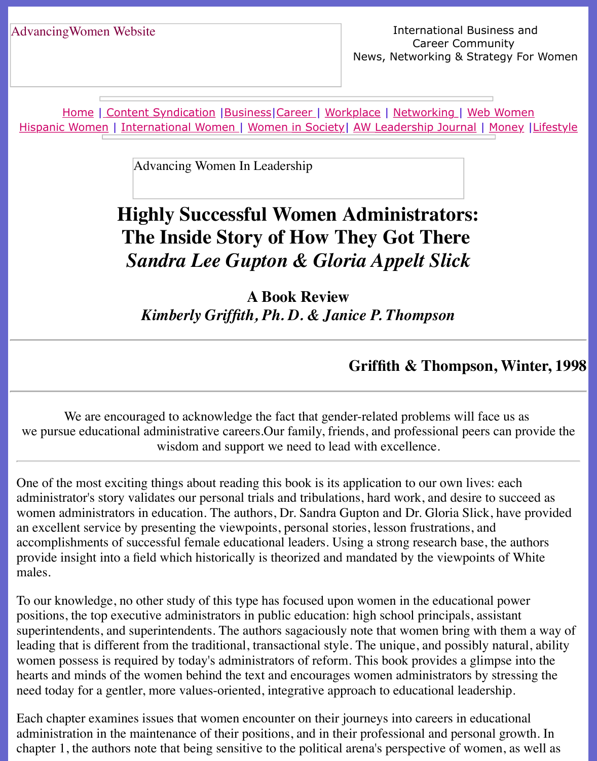AdvancingWomen Website

International Business and Career Community
News, Networking & Strategy For Women

Home | Content Syndication | Business | Career | Workplace | Networking | Web Women
Hispanic Women | International Women | Women in Society | AW Leadership Journal | Money | Lifestyle

Advancing Women In Leadership

# Highly Successful Women Administrators: The Inside Story of How They Got There

## *Sandra Lee Gupton & Gloria Appelt Slick*

### A Book Review

### *Kimberly Griffith, Ph. D. & Janice P. Thompson*

---

**Griffith & Thompson, Winter, 1998**

---

We are encouraged to acknowledge the fact that gender-related problems will face us as we pursue educational administrative careers.Our family, friends, and professional peers can provide the wisdom and support we need to lead with excellence.

---

One of the most exciting things about reading this book is its application to our own lives: each administrator's story validates our personal trials and tribulations, hard work, and desire to succeed as women administrators in education. The authors, Dr. Sandra Gupton and Dr. Gloria Slick, have provided an excellent service by presenting the viewpoints, personal stories, lesson frustrations, and accomplishments of successful female educational leaders. Using a strong research base, the authors provide insight into a field which historically is theorized and mandated by the viewpoints of White males.

To our knowledge, no other study of this type has focused upon women in the educational power positions, the top executive administrators in public education: high school principals, assistant superintendents, and superintendents. The authors sagaciously note that women bring with them a way of leading that is different from the traditional, transactional style. The unique, and possibly natural, ability women possess is required by today's administrators of reform. This book provides a glimpse into the hearts and minds of the women behind the text and encourages women administrators by stressing the need today for a gentler, more values-oriented, integrative approach to educational leadership.

Each chapter examines issues that women encounter on their journeys into careers in educational administration in the maintenance of their positions, and in their professional and personal growth. In chapter 1, the authors note that being sensitive to the political arena's perspective of women, as well as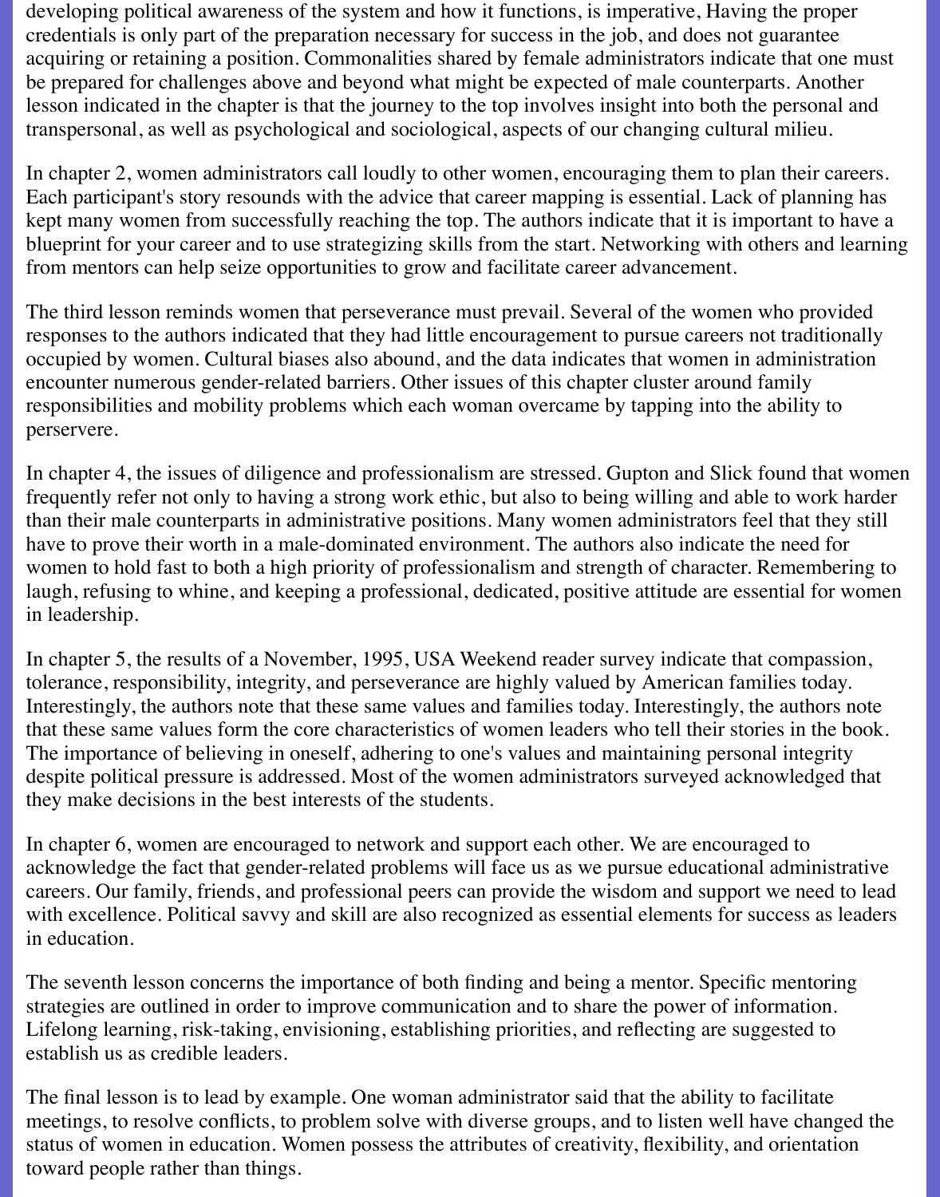developing political awareness of the system and how it functions, is imperative, Having the proper credentials is only part of the preparation necessary for success in the job, and does not guarantee acquiring or retaining a position. Commonalities shared by female administrators indicate that one must be prepared for challenges above and beyond what might be expected of male counterparts. Another lesson indicated in the chapter is that the journey to the top involves insight into both the personal and transpersonal, as well as psychological and sociological, aspects of our changing cultural milieu.

In chapter 2, women administrators call loudly to other women, encouraging them to plan their careers. Each participant's story resounds with the advice that career mapping is essential. Lack of planning has kept many women from successfully reaching the top. The authors indicate that it is important to have a blueprint for your career and to use strategizing skills from the start. Networking with others and learning from mentors can help seize opportunities to grow and facilitate career advancement.

The third lesson reminds women that perseverance must prevail. Several of the women who provided responses to the authors indicated that they had little encouragement to pursue careers not traditionally occupied by women. Cultural biases also abound, and the data indicates that women in administration encounter numerous gender-related barriers. Other issues of this chapter cluster around family responsibilities and mobility problems which each woman overcame by tapping into the ability to perservere.

In chapter 4, the issues of diligence and professionalism are stressed. Gupton and Slick found that women frequently refer not only to having a strong work ethic, but also to being willing and able to work harder than their male counterparts in administrative positions. Many women administrators feel that they still have to prove their worth in a male-dominated environment. The authors also indicate the need for women to hold fast to both a high priority of professionalism and strength of character. Remembering to laugh, refusing to whine, and keeping a professional, dedicated, positive attitude are essential for women in leadership.

In chapter 5, the results of a November, 1995, USA Weekend reader survey indicate that compassion, tolerance, responsibility, integrity, and perseverance are highly valued by American families today. Interestingly, the authors note that these same values and families today. Interestingly, the authors note that these same values form the core characteristics of women leaders who tell their stories in the book. The importance of believing in oneself, adhering to one's values and maintaining personal integrity despite political pressure is addressed. Most of the women administrators surveyed acknowledged that they make decisions in the best interests of the students.

In chapter 6, women are encouraged to network and support each other. We are encouraged to acknowledge the fact that gender-related problems will face us as we pursue educational administrative careers. Our family, friends, and professional peers can provide the wisdom and support we need to lead with excellence. Political savvy and skill are also recognized as essential elements for success as leaders in education.

The seventh lesson concerns the importance of both finding and being a mentor. Specific mentoring strategies are outlined in order to improve communication and to share the power of information. Lifelong learning, risk-taking, envisioning, establishing priorities, and reflecting are suggested to establish us as credible leaders.

The final lesson is to lead by example. One woman administrator said that the ability to facilitate meetings, to resolve conflicts, to problem solve with diverse groups, and to listen well have changed the status of women in education. Women possess the attributes of creativity, flexibility, and orientation toward people rather than things.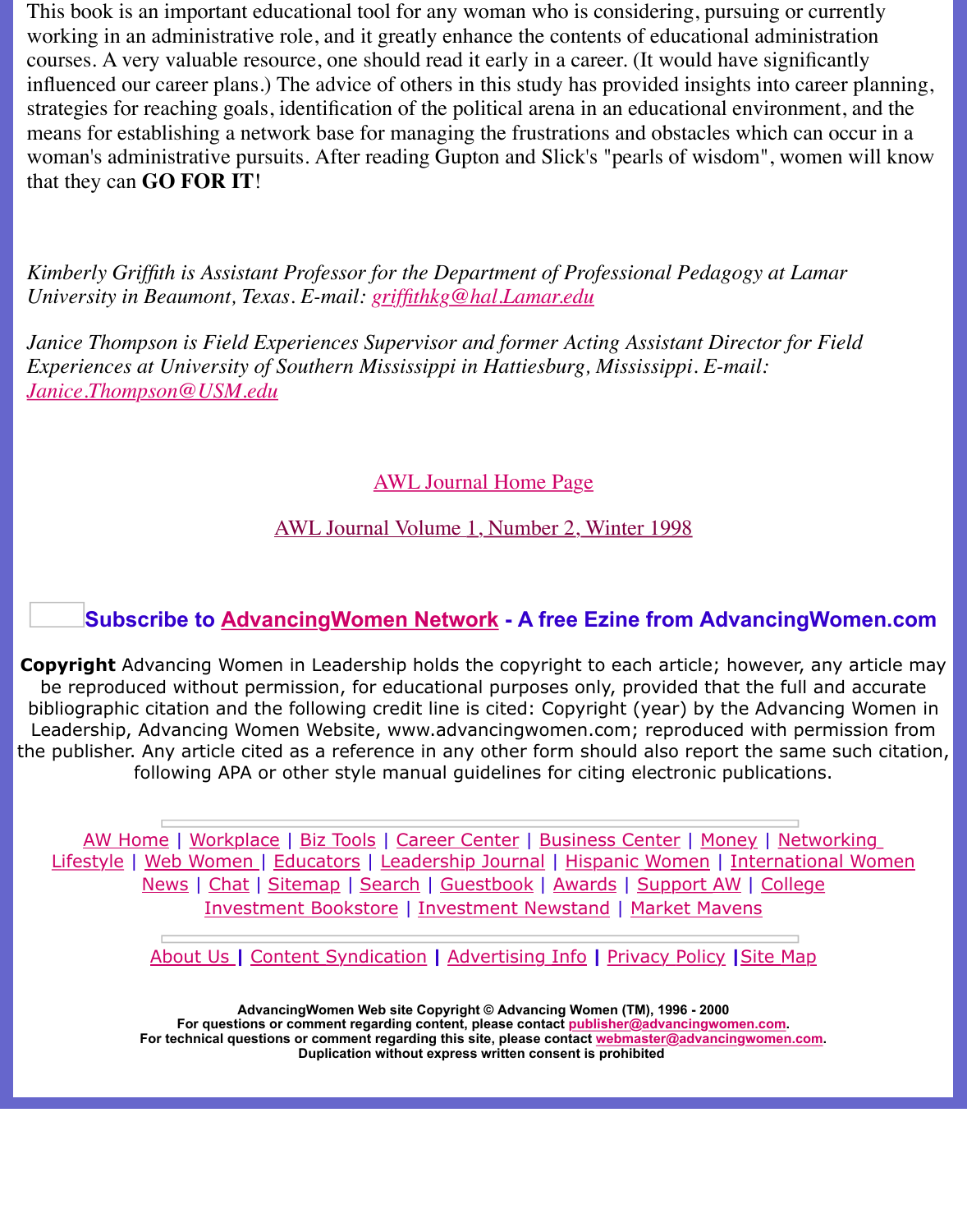This book is an important educational tool for any woman who is considering, pursuing or currently working in an administrative role, and it greatly enhance the contents of educational administration courses. A very valuable resource, one should read it early in a career. (It would have significantly influenced our career plans.) The advice of others in this study has provided insights into career planning, strategies for reaching goals, identification of the political arena in an educational environment, and the means for establishing a network base for managing the frustrations and obstacles which can occur in a woman's administrative pursuits. After reading Gupton and Slick's "pearls of wisdom", women will know that they can **GO FOR IT**!

*Kimberly Griffith is Assistant Professor for the Department of Professional Pedagogy at Lamar University in Beaumont, Texas. E-mail: griffithkg@hal.Lamar.edu*

*Janice Thompson is Field Experiences Supervisor and former Acting Assistant Director for Field Experiences at University of Southern Mississippi in Hattiesburg, Mississippi. E-mail: Janice.Thompson@USM.edu*

AWL Journal Home Page

AWL Journal Volume 1, Number 2, Winter 1998

**Subscribe to AdvancingWomen Network - A free Ezine from AdvancingWomen.com**

**Copyright** Advancing Women in Leadership holds the copyright to each article; however, any article may be reproduced without permission, for educational purposes only, provided that the full and accurate bibliographic citation and the following credit line is cited: Copyright (year) by the Advancing Women in Leadership, Advancing Women Website, www.advancingwomen.com; reproduced with permission from the publisher. Any article cited as a reference in any other form should also report the same such citation, following APA or other style manual guidelines for citing electronic publications.

AW Home | Workplace | Biz Tools | Career Center | Business Center | Money | Networking Lifestyle | Web Women | Educators | Leadership Journal | Hispanic Women | International Women News | Chat | Sitemap | Search | Guestbook | Awards | Support AW | College Investment Bookstore | Investment Newstand | Market Mavens

About Us | Content Syndication | Advertising Info | Privacy Policy | Site Map

**AdvancingWomen Web site Copyright © Advancing Women (TM), 1996 - 2000**
**For questions or comment regarding content, please contact publisher@advancingwomen.com.**
**For technical questions or comment regarding this site, please contact webmaster@advancingwomen.com.**
**Duplication without express written consent is prohibited**